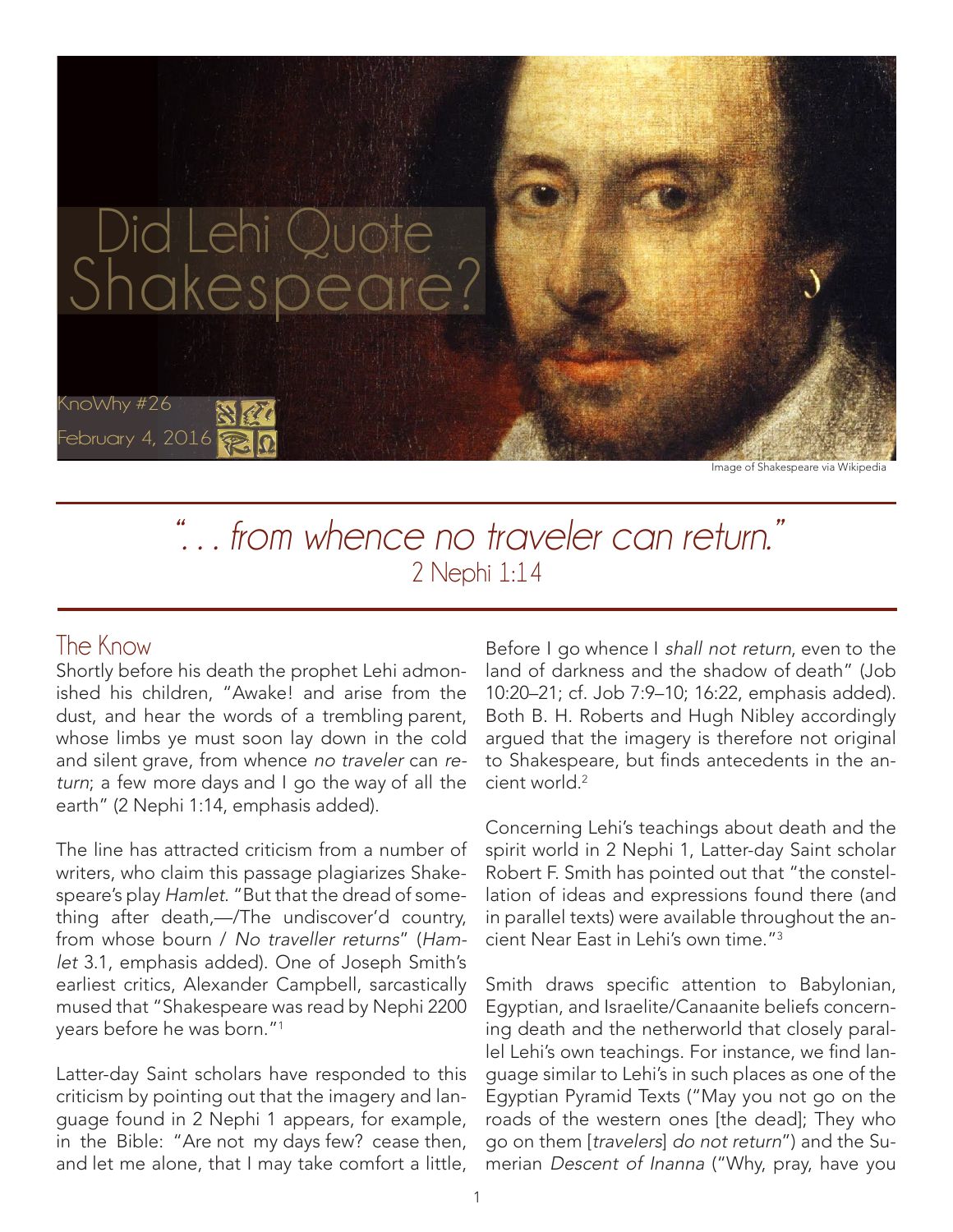# Did Lehi Quote Shakespeare?

KnoWhy #26
February 4, 2016

Image of Shakespeare via Wikipedia

*". . . from whence no traveler can return."*
2 Nephi 1:14

## The Know

Shortly before his death the prophet Lehi admonished his children, "Awake! and arise from the dust, and hear the words of a trembling parent, whose limbs ye must soon lay down in the cold and silent grave, from whence *no traveler* can *return*; a few more days and I go the way of all the earth" (2 Nephi 1:14, emphasis added).

The line has attracted criticism from a number of writers, who claim this passage plagiarizes Shakespeare's play *Hamlet*. "But that the dread of something after death,—/The undiscover'd country, from whose bourn / *No traveller returns*" (*Hamlet* 3.1, emphasis added). One of Joseph Smith's earliest critics, Alexander Campbell, sarcastically mused that "Shakespeare was read by Nephi 2200 years before he was born."[1]

Latter-day Saint scholars have responded to this criticism by pointing out that the imagery and language found in 2 Nephi 1 appears, for example, in the Bible: "Are not my days few? cease then, and let me alone, that I may take comfort a little, Before I go whence I *shall not return*, even to the land of darkness and the shadow of death" (Job 10:20–21; cf. Job 7:9–10; 16:22, emphasis added). Both B. H. Roberts and Hugh Nibley accordingly argued that the imagery is therefore not original to Shakespeare, but finds antecedents in the ancient world.[2]

Concerning Lehi's teachings about death and the spirit world in 2 Nephi 1, Latter-day Saint scholar Robert F. Smith has pointed out that "the constellation of ideas and expressions found there (and in parallel texts) were available throughout the ancient Near East in Lehi's own time."[3]

Smith draws specific attention to Babylonian, Egyptian, and Israelite/Canaanite beliefs concerning death and the netherworld that closely parallel Lehi's own teachings. For instance, we find language similar to Lehi's in such places as one of the Egyptian Pyramid Texts ("May you not go on the roads of the western ones [the dead]; They who go on them [*travelers*] *do not return*") and the Sumerian *Descent of Inanna* ("Why, pray, have you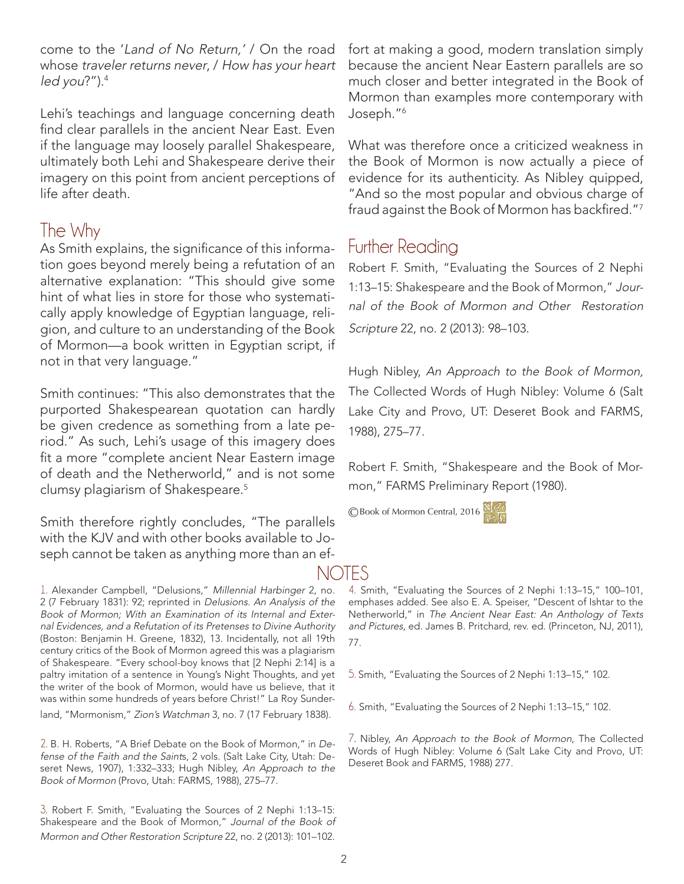come to the '*Land of No Return,*' / On the road whose *traveler returns never*, / *How has your heart led you*?").[4]

Lehi's teachings and language concerning death find clear parallels in the ancient Near East. Even if the language may loosely parallel Shakespeare, ultimately both Lehi and Shakespeare derive their imagery on this point from ancient perceptions of life after death.

## The Why

As Smith explains, the significance of this information goes beyond merely being a refutation of an alternative explanation: "This should give some hint of what lies in store for those who systematically apply knowledge of Egyptian language, religion, and culture to an understanding of the Book of Mormon—a book written in Egyptian script, if not in that very language."

Smith continues: "This also demonstrates that the purported Shakespearean quotation can hardly be given credence as something from a late period." As such, Lehi's usage of this imagery does fit a more "complete ancient Near Eastern image of death and the Netherworld," and is not some clumsy plagiarism of Shakespeare.[5]

Smith therefore rightly concludes, "The parallels with the KJV and with other books available to Joseph cannot be taken as anything more than an effort at making a good, modern translation simply because the ancient Near Eastern parallels are so much closer and better integrated in the Book of Mormon than examples more contemporary with Joseph."[6]

What was therefore once a criticized weakness in the Book of Mormon is now actually a piece of evidence for its authenticity. As Nibley quipped, "And so the most popular and obvious charge of fraud against the Book of Mormon has backfired."[7]

## Further Reading

Robert F. Smith, "Evaluating the Sources of 2 Nephi 1:13–15: Shakespeare and the Book of Mormon," *Journal of the Book of Mormon and Other Restoration Scripture* 22, no. 2 (2013): 98–103.

Hugh Nibley, *An Approach to the Book of Mormon,* The Collected Words of Hugh Nibley: Volume 6 (Salt Lake City and Provo, UT: Deseret Book and FARMS, 1988), 275–77.

Robert F. Smith, "Shakespeare and the Book of Mormon," FARMS Preliminary Report (1980).

©Book of Mormon Central, 2016

## NOTES

1. Alexander Campbell, "Delusions," *Millennial Harbinger* 2, no. 2 (7 February 1831): 92; reprinted in *Delusions. An Analysis of the Book of Mormon; With an Examination of its Internal and External Evidences, and a Refutation of its Pretenses to Divine Authority* (Boston: Benjamin H. Greene, 1832), 13. Incidentally, not all 19th century critics of the Book of Mormon agreed this was a plagiarism of Shakespeare. "Every school-boy knows that [2 Nephi 2:14] is a paltry imitation of a sentence in Young's Night Thoughts, and yet the writer of the book of Mormon, would have us believe, that it was within some hundreds of years before Christ!" La Roy Sunderland, "Mormonism," *Zion's Watchman* 3, no. 7 (17 February 1838).

2. B. H. Roberts, "A Brief Debate on the Book of Mormon," in *Defense of the Faith and the Saint*s, 2 vols. (Salt Lake City, Utah: Deseret News, 1907), 1:332–333; Hugh Nibley, *An Approach to the Book of Mormon* (Provo, Utah: FARMS, 1988), 275–77.

3. Robert F. Smith, "Evaluating the Sources of 2 Nephi 1:13–15: Shakespeare and the Book of Mormon," *Journal of the Book of Mormon and Other Restoration Scripture* 22, no. 2 (2013): 101–102.

4. Smith, "Evaluating the Sources of 2 Nephi 1:13–15," 100–101, emphases added. See also E. A. Speiser, "Descent of Ishtar to the Netherworld," in *The Ancient Near East: An Anthology of Texts and Pictures*, ed. James B. Pritchard, rev. ed. (Princeton, NJ, 2011), 77.

5. Smith, "Evaluating the Sources of 2 Nephi 1:13–15," 102.

6. Smith, "Evaluating the Sources of 2 Nephi 1:13–15," 102.

7. Nibley, *An Approach to the Book of Mormon*, The Collected Words of Hugh Nibley: Volume 6 (Salt Lake City and Provo, UT: Deseret Book and FARMS, 1988) 277.